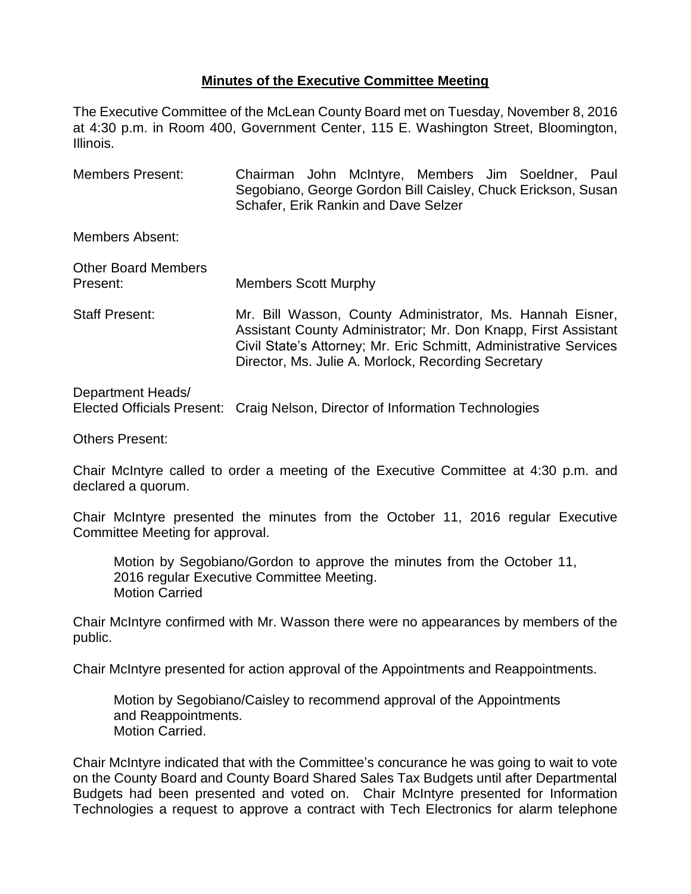**Minutes of the Executive Committee Meeting**

The Executive Committee of the McLean County Board met on Tuesday, November 8, 2016 at 4:30 p.m. in Room 400, Government Center, 115 E. Washington Street, Bloomington, Illinois.

Members Present: Chairman John McIntyre, Members Jim Soeldner, Paul Segobiano, George Gordon Bill Caisley, Chuck Erickson, Susan Schafer, Erik Rankin and Dave Selzer

Members Absent:

Other Board Members Present: Members Scott Murphy

Staff Present: Mr. Bill Wasson, County Administrator, Ms. Hannah Eisner, Assistant County Administrator; Mr. Don Knapp, First Assistant Civil State's Attorney; Mr. Eric Schmitt, Administrative Services Director, Ms. Julie A. Morlock, Recording Secretary

Department Heads/ Elected Officials Present: Craig Nelson, Director of Information Technologies

Others Present:

Chair McIntyre called to order a meeting of the Executive Committee at 4:30 p.m. and declared a quorum.

Chair McIntyre presented the minutes from the October 11, 2016 regular Executive Committee Meeting for approval.

> Motion by Segobiano/Gordon to approve the minutes from the October 11, 2016 regular Executive Committee Meeting.
> Motion Carried

Chair McIntyre confirmed with Mr. Wasson there were no appearances by members of the public.

Chair McIntyre presented for action approval of the Appointments and Reappointments.

> Motion by Segobiano/Caisley to recommend approval of the Appointments and Reappointments.
> Motion Carried.

Chair McIntyre indicated that with the Committee's concurance he was going to wait to vote on the County Board and County Board Shared Sales Tax Budgets until after Departmental Budgets had been presented and voted on. Chair McIntyre presented for Information Technologies a request to approve a contract with Tech Electronics for alarm telephone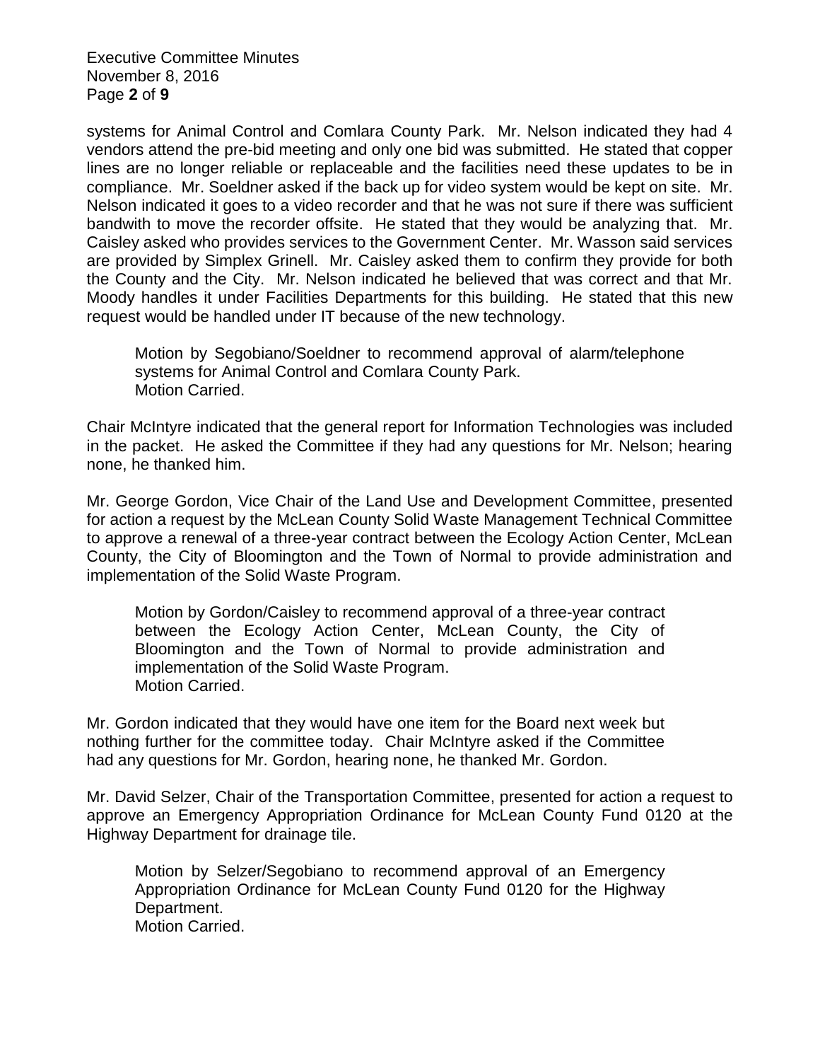systems for Animal Control and Comlara County Park. Mr. Nelson indicated they had 4 vendors attend the pre-bid meeting and only one bid was submitted. He stated that copper lines are no longer reliable or replaceable and the facilities need these updates to be in compliance. Mr. Soeldner asked if the back up for video system would be kept on site. Mr. Nelson indicated it goes to a video recorder and that he was not sure if there was sufficient bandwith to move the recorder offsite. He stated that they would be analyzing that. Mr. Caisley asked who provides services to the Government Center. Mr. Wasson said services are provided by Simplex Grinell. Mr. Caisley asked them to confirm they provide for both the County and the City. Mr. Nelson indicated he believed that was correct and that Mr. Moody handles it under Facilities Departments for this building. He stated that this new request would be handled under IT because of the new technology.

> Motion by Segobiano/Soeldner to recommend approval of alarm/telephone systems for Animal Control and Comlara County Park.
> Motion Carried.

Chair McIntyre indicated that the general report for Information Technologies was included in the packet. He asked the Committee if they had any questions for Mr. Nelson; hearing none, he thanked him.

Mr. George Gordon, Vice Chair of the Land Use and Development Committee, presented for action a request by the McLean County Solid Waste Management Technical Committee to approve a renewal of a three-year contract between the Ecology Action Center, McLean County, the City of Bloomington and the Town of Normal to provide administration and implementation of the Solid Waste Program.

> Motion by Gordon/Caisley to recommend approval of a three-year contract between the Ecology Action Center, McLean County, the City of Bloomington and the Town of Normal to provide administration and implementation of the Solid Waste Program.
> Motion Carried.

Mr. Gordon indicated that they would have one item for the Board next week but nothing further for the committee today. Chair McIntyre asked if the Committee had any questions for Mr. Gordon, hearing none, he thanked Mr. Gordon.

Mr. David Selzer, Chair of the Transportation Committee, presented for action a request to approve an Emergency Appropriation Ordinance for McLean County Fund 0120 at the Highway Department for drainage tile.

> Motion by Selzer/Segobiano to recommend approval of an Emergency Appropriation Ordinance for McLean County Fund 0120 for the Highway Department.
> Motion Carried.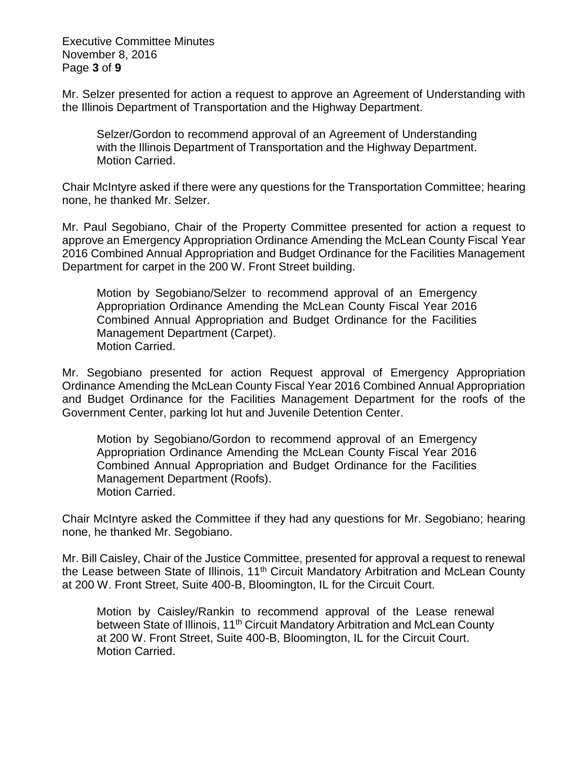Mr. Selzer presented for action a request to approve an Agreement of Understanding with the Illinois Department of Transportation and the Highway Department.

> Selzer/Gordon to recommend approval of an Agreement of Understanding with the Illinois Department of Transportation and the Highway Department.
> Motion Carried.

Chair McIntyre asked if there were any questions for the Transportation Committee; hearing none, he thanked Mr. Selzer.

Mr. Paul Segobiano, Chair of the Property Committee presented for action a request to approve an Emergency Appropriation Ordinance Amending the McLean County Fiscal Year 2016 Combined Annual Appropriation and Budget Ordinance for the Facilities Management Department for carpet in the 200 W. Front Street building.

> Motion by Segobiano/Selzer to recommend approval of an Emergency Appropriation Ordinance Amending the McLean County Fiscal Year 2016 Combined Annual Appropriation and Budget Ordinance for the Facilities Management Department (Carpet).
> Motion Carried.

Mr. Segobiano presented for action Request approval of Emergency Appropriation Ordinance Amending the McLean County Fiscal Year 2016 Combined Annual Appropriation and Budget Ordinance for the Facilities Management Department for the roofs of the Government Center, parking lot hut and Juvenile Detention Center.

> Motion by Segobiano/Gordon to recommend approval of an Emergency Appropriation Ordinance Amending the McLean County Fiscal Year 2016 Combined Annual Appropriation and Budget Ordinance for the Facilities Management Department (Roofs).
> Motion Carried.

Chair McIntyre asked the Committee if they had any questions for Mr. Segobiano; hearing none, he thanked Mr. Segobiano.

Mr. Bill Caisley, Chair of the Justice Committee, presented for approval a request to renewal the Lease between State of Illinois, 11th Circuit Mandatory Arbitration and McLean County at 200 W. Front Street, Suite 400-B, Bloomington, IL for the Circuit Court.

> Motion by Caisley/Rankin to recommend approval of the Lease renewal between State of Illinois, 11th Circuit Mandatory Arbitration and McLean County at 200 W. Front Street, Suite 400-B, Bloomington, IL for the Circuit Court.
> Motion Carried.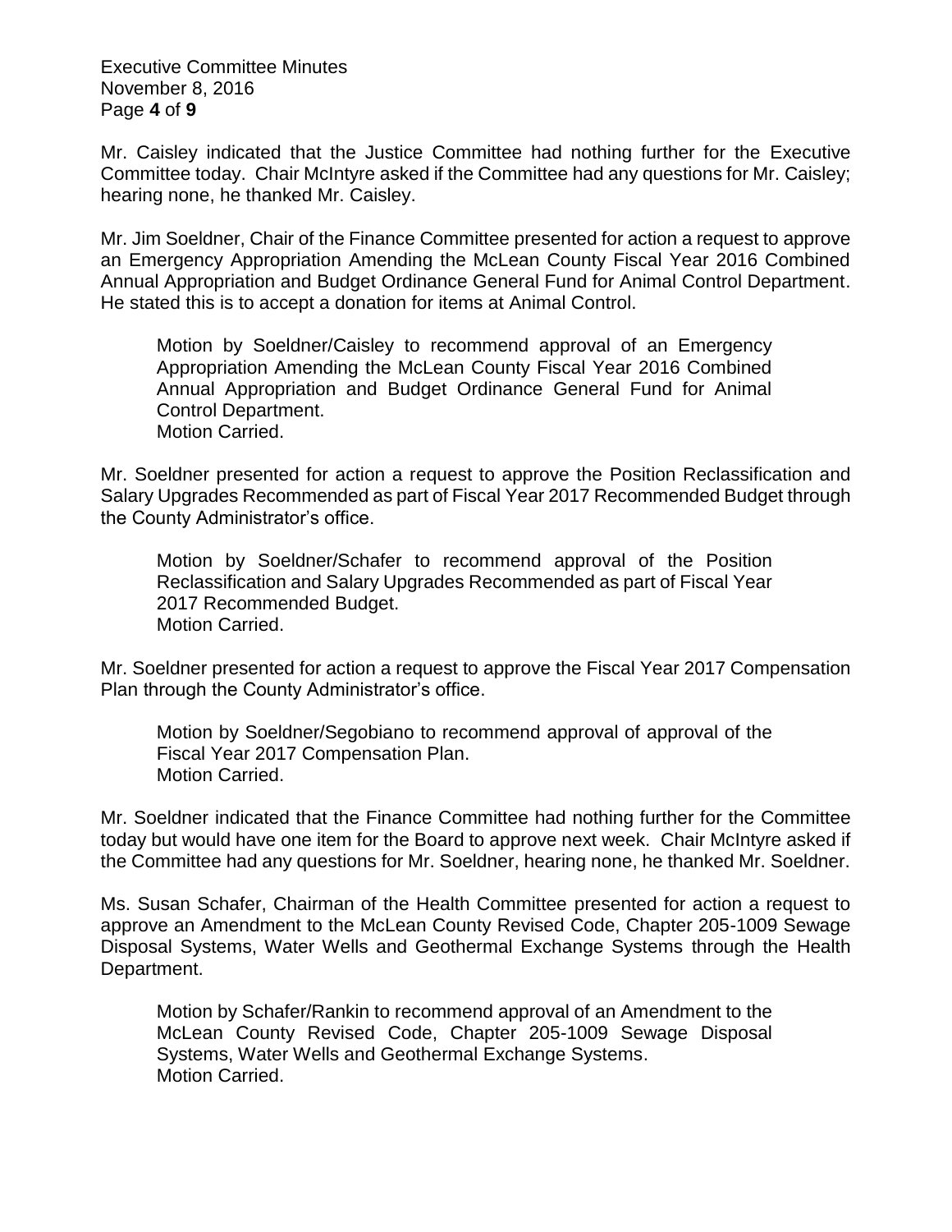Mr. Caisley indicated that the Justice Committee had nothing further for the Executive Committee today. Chair McIntyre asked if the Committee had any questions for Mr. Caisley; hearing none, he thanked Mr. Caisley.

Mr. Jim Soeldner, Chair of the Finance Committee presented for action a request to approve an Emergency Appropriation Amending the McLean County Fiscal Year 2016 Combined Annual Appropriation and Budget Ordinance General Fund for Animal Control Department. He stated this is to accept a donation for items at Animal Control.

> Motion by Soeldner/Caisley to recommend approval of an Emergency Appropriation Amending the McLean County Fiscal Year 2016 Combined Annual Appropriation and Budget Ordinance General Fund for Animal Control Department.
> Motion Carried.

Mr. Soeldner presented for action a request to approve the Position Reclassification and Salary Upgrades Recommended as part of Fiscal Year 2017 Recommended Budget through the County Administrator's office.

> Motion by Soeldner/Schafer to recommend approval of the Position Reclassification and Salary Upgrades Recommended as part of Fiscal Year 2017 Recommended Budget.
> Motion Carried.

Mr. Soeldner presented for action a request to approve the Fiscal Year 2017 Compensation Plan through the County Administrator's office.

> Motion by Soeldner/Segobiano to recommend approval of approval of the Fiscal Year 2017 Compensation Plan.
> Motion Carried.

Mr. Soeldner indicated that the Finance Committee had nothing further for the Committee today but would have one item for the Board to approve next week. Chair McIntyre asked if the Committee had any questions for Mr. Soeldner, hearing none, he thanked Mr. Soeldner.

Ms. Susan Schafer, Chairman of the Health Committee presented for action a request to approve an Amendment to the McLean County Revised Code, Chapter 205-1009 Sewage Disposal Systems, Water Wells and Geothermal Exchange Systems through the Health Department.

> Motion by Schafer/Rankin to recommend approval of an Amendment to the McLean County Revised Code, Chapter 205-1009 Sewage Disposal Systems, Water Wells and Geothermal Exchange Systems.
> Motion Carried.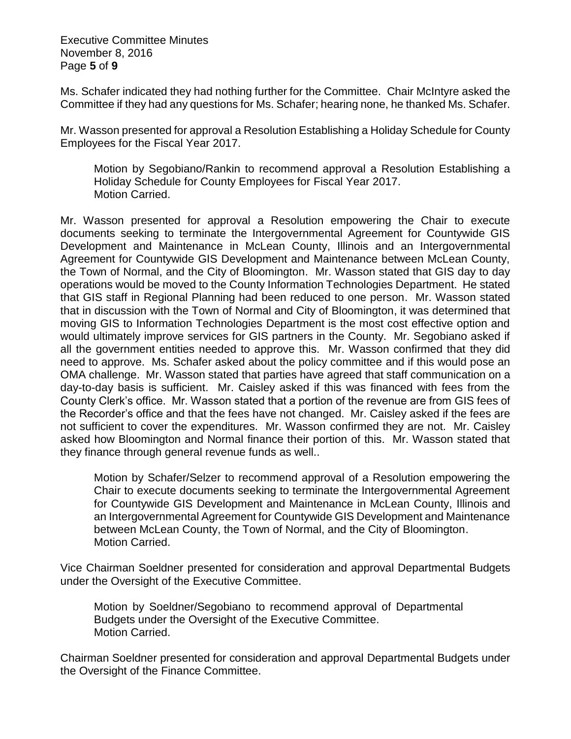Ms. Schafer indicated they had nothing further for the Committee. Chair McIntyre asked the Committee if they had any questions for Ms. Schafer; hearing none, he thanked Ms. Schafer.

Mr. Wasson presented for approval a Resolution Establishing a Holiday Schedule for County Employees for the Fiscal Year 2017.

> Motion by Segobiano/Rankin to recommend approval a Resolution Establishing a Holiday Schedule for County Employees for Fiscal Year 2017.
> Motion Carried.

Mr. Wasson presented for approval a Resolution empowering the Chair to execute documents seeking to terminate the Intergovernmental Agreement for Countywide GIS Development and Maintenance in McLean County, Illinois and an Intergovernmental Agreement for Countywide GIS Development and Maintenance between McLean County, the Town of Normal, and the City of Bloomington. Mr. Wasson stated that GIS day to day operations would be moved to the County Information Technologies Department. He stated that GIS staff in Regional Planning had been reduced to one person. Mr. Wasson stated that in discussion with the Town of Normal and City of Bloomington, it was determined that moving GIS to Information Technologies Department is the most cost effective option and would ultimately improve services for GIS partners in the County. Mr. Segobiano asked if all the government entities needed to approve this. Mr. Wasson confirmed that they did need to approve. Ms. Schafer asked about the policy committee and if this would pose an OMA challenge. Mr. Wasson stated that parties have agreed that staff communication on a day-to-day basis is sufficient. Mr. Caisley asked if this was financed with fees from the County Clerk's office. Mr. Wasson stated that a portion of the revenue are from GIS fees of the Recorder's office and that the fees have not changed. Mr. Caisley asked if the fees are not sufficient to cover the expenditures. Mr. Wasson confirmed they are not. Mr. Caisley asked how Bloomington and Normal finance their portion of this. Mr. Wasson stated that they finance through general revenue funds as well..

> Motion by Schafer/Selzer to recommend approval of a Resolution empowering the Chair to execute documents seeking to terminate the Intergovernmental Agreement for Countywide GIS Development and Maintenance in McLean County, Illinois and an Intergovernmental Agreement for Countywide GIS Development and Maintenance between McLean County, the Town of Normal, and the City of Bloomington.
> Motion Carried.

Vice Chairman Soeldner presented for consideration and approval Departmental Budgets under the Oversight of the Executive Committee.

> Motion by Soeldner/Segobiano to recommend approval of Departmental Budgets under the Oversight of the Executive Committee.
> Motion Carried.

Chairman Soeldner presented for consideration and approval Departmental Budgets under the Oversight of the Finance Committee.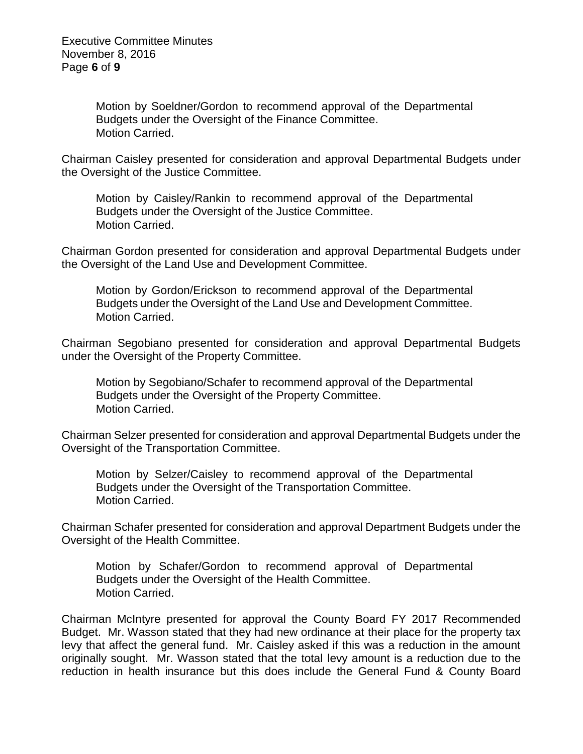Motion by Soeldner/Gordon to recommend approval of the Departmental Budgets under the Oversight of the Finance Committee.
Motion Carried.

Chairman Caisley presented for consideration and approval Departmental Budgets under the Oversight of the Justice Committee.

Motion by Caisley/Rankin to recommend approval of the Departmental Budgets under the Oversight of the Justice Committee.
Motion Carried.

Chairman Gordon presented for consideration and approval Departmental Budgets under the Oversight of the Land Use and Development Committee.

Motion by Gordon/Erickson to recommend approval of the Departmental Budgets under the Oversight of the Land Use and Development Committee.
Motion Carried.

Chairman Segobiano presented for consideration and approval Departmental Budgets under the Oversight of the Property Committee.

Motion by Segobiano/Schafer to recommend approval of the Departmental Budgets under the Oversight of the Property Committee.
Motion Carried.

Chairman Selzer presented for consideration and approval Departmental Budgets under the Oversight of the Transportation Committee.

Motion by Selzer/Caisley to recommend approval of the Departmental Budgets under the Oversight of the Transportation Committee.
Motion Carried.

Chairman Schafer presented for consideration and approval Department Budgets under the Oversight of the Health Committee.

Motion by Schafer/Gordon to recommend approval of Departmental Budgets under the Oversight of the Health Committee.
Motion Carried.

Chairman McIntyre presented for approval the County Board FY 2017 Recommended Budget. Mr. Wasson stated that they had new ordinance at their place for the property tax levy that affect the general fund. Mr. Caisley asked if this was a reduction in the amount originally sought. Mr. Wasson stated that the total levy amount is a reduction due to the reduction in health insurance but this does include the General Fund & County Board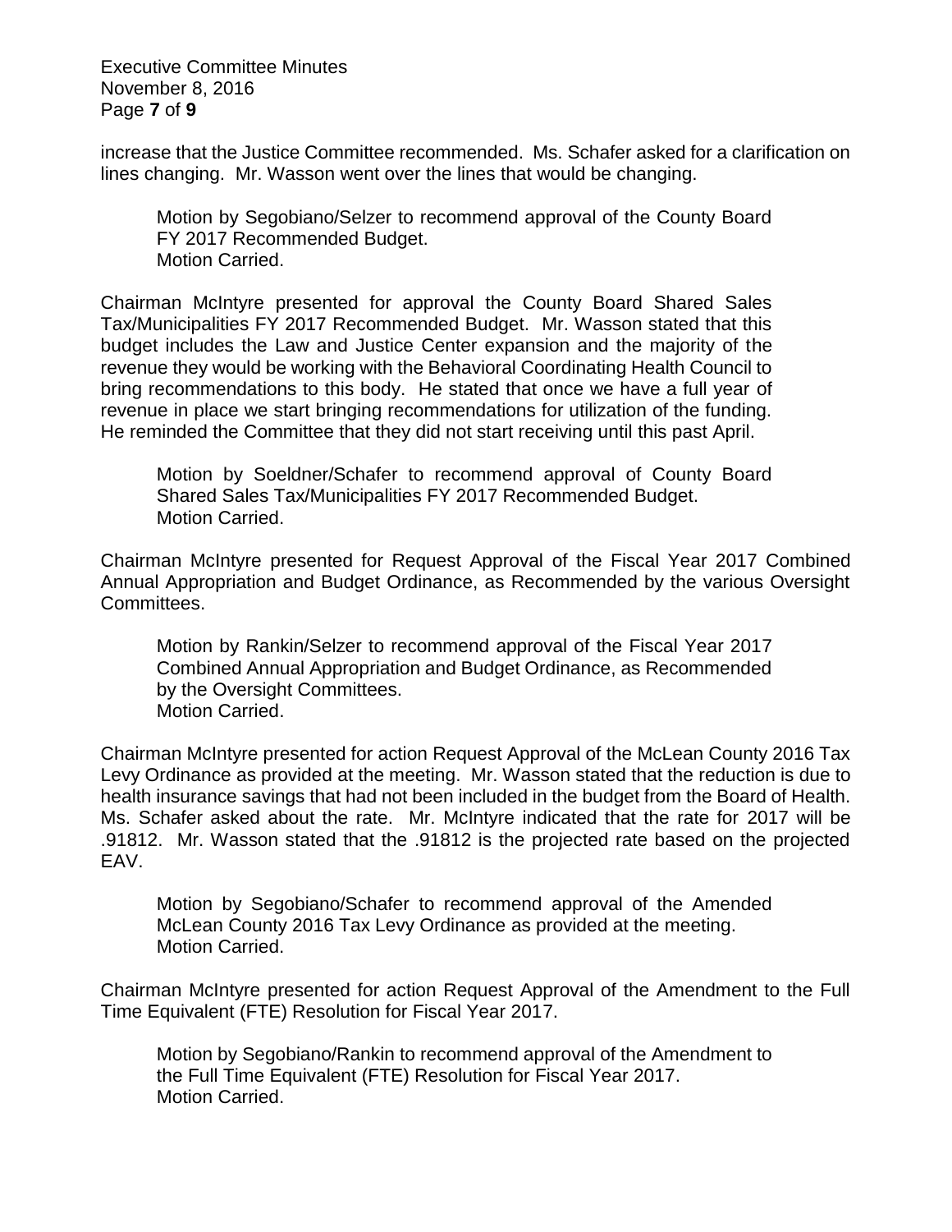increase that the Justice Committee recommended. Ms. Schafer asked for a clarification on lines changing. Mr. Wasson went over the lines that would be changing.

> Motion by Segobiano/Selzer to recommend approval of the County Board FY 2017 Recommended Budget.
> Motion Carried.

Chairman McIntyre presented for approval the County Board Shared Sales Tax/Municipalities FY 2017 Recommended Budget. Mr. Wasson stated that this budget includes the Law and Justice Center expansion and the majority of the revenue they would be working with the Behavioral Coordinating Health Council to bring recommendations to this body. He stated that once we have a full year of revenue in place we start bringing recommendations for utilization of the funding. He reminded the Committee that they did not start receiving until this past April.

> Motion by Soeldner/Schafer to recommend approval of County Board Shared Sales Tax/Municipalities FY 2017 Recommended Budget.
> Motion Carried.

Chairman McIntyre presented for Request Approval of the Fiscal Year 2017 Combined Annual Appropriation and Budget Ordinance, as Recommended by the various Oversight Committees.

> Motion by Rankin/Selzer to recommend approval of the Fiscal Year 2017 Combined Annual Appropriation and Budget Ordinance, as Recommended by the Oversight Committees.
> Motion Carried.

Chairman McIntyre presented for action Request Approval of the McLean County 2016 Tax Levy Ordinance as provided at the meeting. Mr. Wasson stated that the reduction is due to health insurance savings that had not been included in the budget from the Board of Health. Ms. Schafer asked about the rate. Mr. McIntyre indicated that the rate for 2017 will be .91812. Mr. Wasson stated that the .91812 is the projected rate based on the projected EAV.

> Motion by Segobiano/Schafer to recommend approval of the Amended McLean County 2016 Tax Levy Ordinance as provided at the meeting.
> Motion Carried.

Chairman McIntyre presented for action Request Approval of the Amendment to the Full Time Equivalent (FTE) Resolution for Fiscal Year 2017.

> Motion by Segobiano/Rankin to recommend approval of the Amendment to the Full Time Equivalent (FTE) Resolution for Fiscal Year 2017.
> Motion Carried.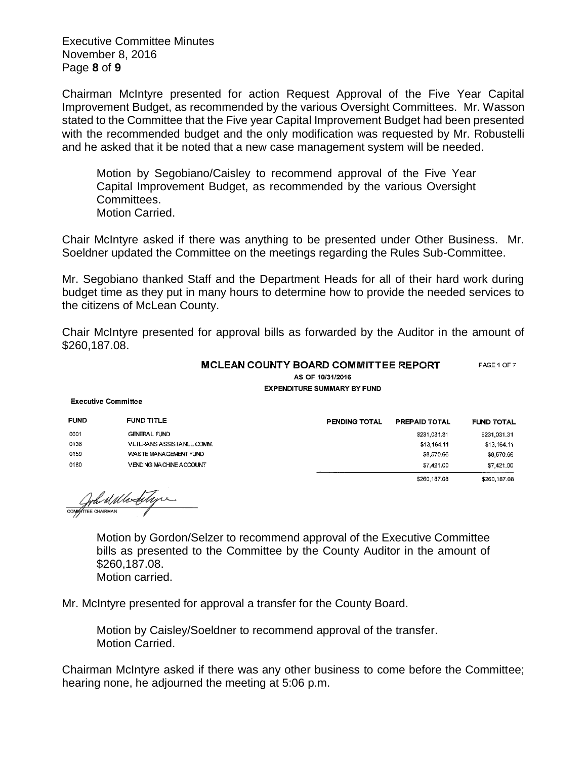Chairman McIntyre presented for action Request Approval of the Five Year Capital Improvement Budget, as recommended by the various Oversight Committees. Mr. Wasson stated to the Committee that the Five year Capital Improvement Budget had been presented with the recommended budget and the only modification was requested by Mr. Robustelli and he asked that it be noted that a new case management system will be needed.

> Motion by Segobiano/Caisley to recommend approval of the Five Year Capital Improvement Budget, as recommended by the various Oversight Committees.
> Motion Carried.

Chair McIntyre asked if there was anything to be presented under Other Business. Mr. Soeldner updated the Committee on the meetings regarding the Rules Sub-Committee.

Mr. Segobiano thanked Staff and the Department Heads for all of their hard work during budget time as they put in many hours to determine how to provide the needed services to the citizens of McLean County.

Chair McIntyre presented for approval bills as forwarded by the Auditor in the amount of $260,187.08.

**MCLEAN COUNTY BOARD COMMITTEE REPORT** PAGE 1 OF 7

AS OF 10/31/2016

EXPENDITURE SUMMARY BY FUND

**Executive Committee**

| FUND | FUND TITLE | PENDING TOTAL | PREPAID TOTAL | FUND TOTAL |
|---|---|---|---|---|
| 0001 | GENERAL FUND | | $231,031.31 | $231,031.31 |
| 0136 | VETERANS ASSISTANCE COMM. | | $13,164.11 | $13,164.11 |
| 0159 | WASTE MANAGEMENT FUND | | $8,570.66 | $8,570.66 |
| 0180 | VENDING MACHINE ACCOUNT | | $7,421.00 | $7,421.00 |
| | | | $260,187.08 | $260,187.08 |

COMMITTEE CHAIRMAN

> Motion by Gordon/Selzer to recommend approval of the Executive Committee bills as presented to the Committee by the County Auditor in the amount of $260,187.08.
> Motion carried.

Mr. McIntyre presented for approval a transfer for the County Board.

> Motion by Caisley/Soeldner to recommend approval of the transfer.
> Motion Carried.

Chairman McIntyre asked if there was any other business to come before the Committee; hearing none, he adjourned the meeting at 5:06 p.m.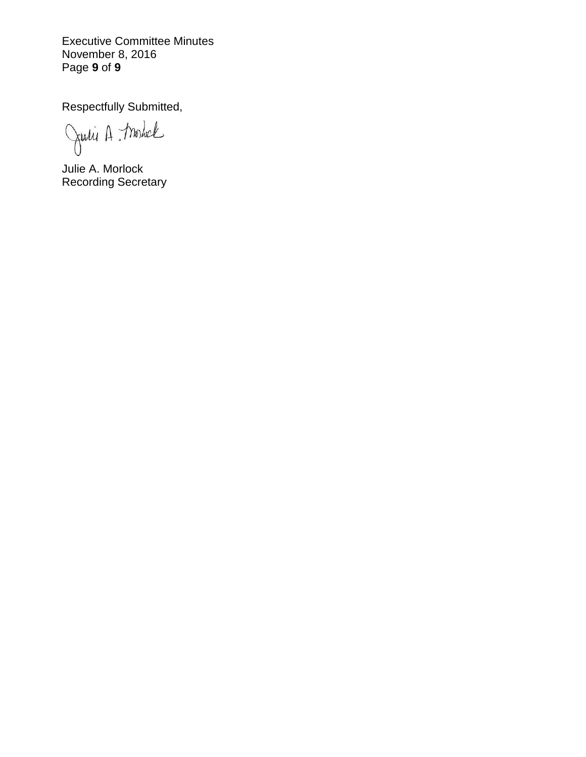Respectfully Submitted,

Julie A. Morlock

Julie A. Morlock
Recording Secretary